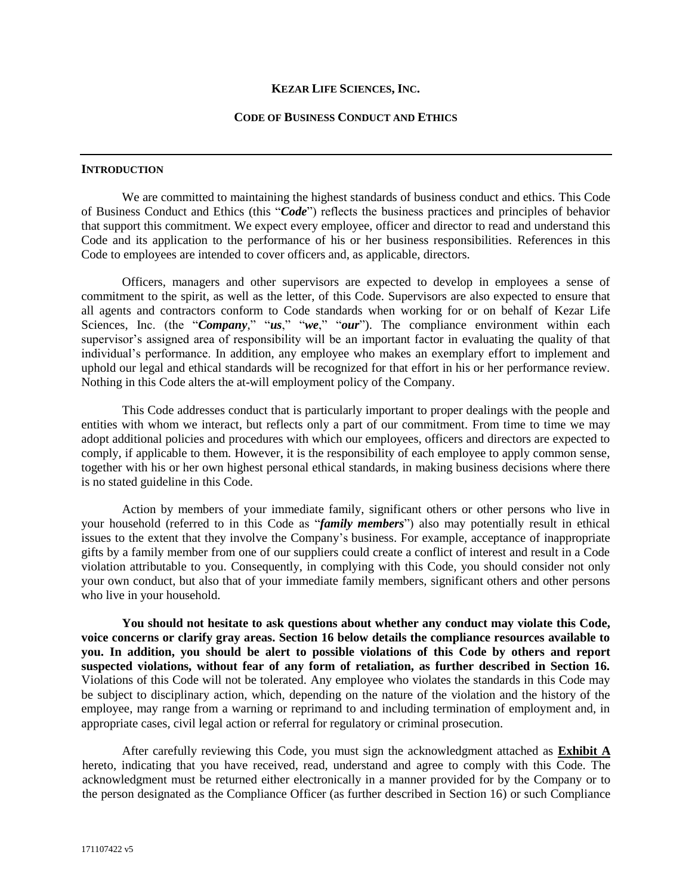**KEZAR LIFE SCIENCES, INC.**

**CODE OF BUSINESS CONDUCT AND ETHICS**

---

**INTRODUCTION**

We are committed to maintaining the highest standards of business conduct and ethics. This Code of Business Conduct and Ethics (this "***Code***") reflects the business practices and principles of behavior that support this commitment. We expect every employee, officer and director to read and understand this Code and its application to the performance of his or her business responsibilities. References in this Code to employees are intended to cover officers and, as applicable, directors.

Officers, managers and other supervisors are expected to develop in employees a sense of commitment to the spirit, as well as the letter, of this Code. Supervisors are also expected to ensure that all agents and contractors conform to Code standards when working for or on behalf of Kezar Life Sciences, Inc. (the "***Company***," "***us***," "***we***," "***our***"). The compliance environment within each supervisor's assigned area of responsibility will be an important factor in evaluating the quality of that individual's performance. In addition, any employee who makes an exemplary effort to implement and uphold our legal and ethical standards will be recognized for that effort in his or her performance review. Nothing in this Code alters the at-will employment policy of the Company.

This Code addresses conduct that is particularly important to proper dealings with the people and entities with whom we interact, but reflects only a part of our commitment. From time to time we may adopt additional policies and procedures with which our employees, officers and directors are expected to comply, if applicable to them. However, it is the responsibility of each employee to apply common sense, together with his or her own highest personal ethical standards, in making business decisions where there is no stated guideline in this Code.

Action by members of your immediate family, significant others or other persons who live in your household (referred to in this Code as "***family members***") also may potentially result in ethical issues to the extent that they involve the Company's business. For example, acceptance of inappropriate gifts by a family member from one of our suppliers could create a conflict of interest and result in a Code violation attributable to you. Consequently, in complying with this Code, you should consider not only your own conduct, but also that of your immediate family members, significant others and other persons who live in your household.

**You should not hesitate to ask questions about whether any conduct may violate this Code, voice concerns or clarify gray areas. Section 16 below details the compliance resources available to you. In addition, you should be alert to possible violations of this Code by others and report suspected violations, without fear of any form of retaliation, as further described in Section 16.** Violations of this Code will not be tolerated. Any employee who violates the standards in this Code may be subject to disciplinary action, which, depending on the nature of the violation and the history of the employee, may range from a warning or reprimand to and including termination of employment and, in appropriate cases, civil legal action or referral for regulatory or criminal prosecution.

After carefully reviewing this Code, you must sign the acknowledgment attached as **Exhibit A** hereto, indicating that you have received, read, understand and agree to comply with this Code. The acknowledgment must be returned either electronically in a manner provided for by the Company or to the person designated as the Compliance Officer (as further described in Section 16) or such Compliance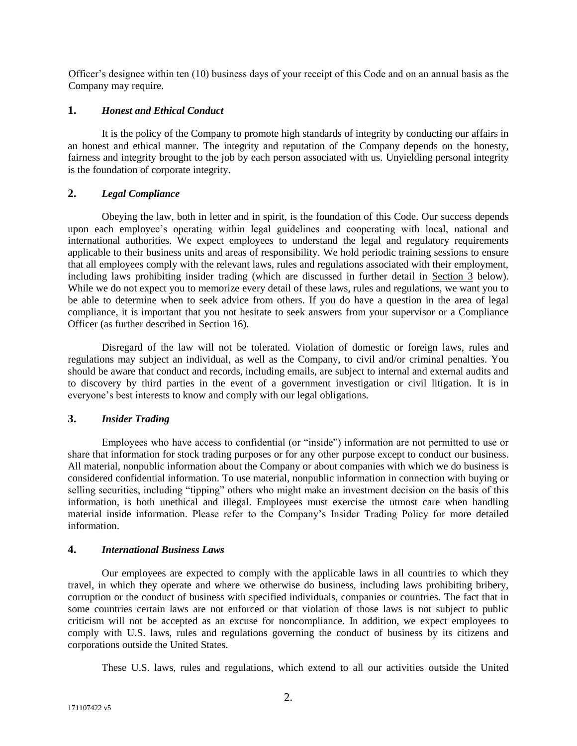Officer's designee within ten (10) business days of your receipt of this Code and on an annual basis as the Company may require.

## 1. *Honest and Ethical Conduct*

It is the policy of the Company to promote high standards of integrity by conducting our affairs in an honest and ethical manner. The integrity and reputation of the Company depends on the honesty, fairness and integrity brought to the job by each person associated with us. Unyielding personal integrity is the foundation of corporate integrity.

## 2. *Legal Compliance*

Obeying the law, both in letter and in spirit, is the foundation of this Code. Our success depends upon each employee's operating within legal guidelines and cooperating with local, national and international authorities. We expect employees to understand the legal and regulatory requirements applicable to their business units and areas of responsibility. We hold periodic training sessions to ensure that all employees comply with the relevant laws, rules and regulations associated with their employment, including laws prohibiting insider trading (which are discussed in further detail in Section 3 below). While we do not expect you to memorize every detail of these laws, rules and regulations, we want you to be able to determine when to seek advice from others. If you do have a question in the area of legal compliance, it is important that you not hesitate to seek answers from your supervisor or a Compliance Officer (as further described in Section 16).

Disregard of the law will not be tolerated. Violation of domestic or foreign laws, rules and regulations may subject an individual, as well as the Company, to civil and/or criminal penalties. You should be aware that conduct and records, including emails, are subject to internal and external audits and to discovery by third parties in the event of a government investigation or civil litigation. It is in everyone's best interests to know and comply with our legal obligations.

## 3. *Insider Trading*

Employees who have access to confidential (or "inside") information are not permitted to use or share that information for stock trading purposes or for any other purpose except to conduct our business. All material, nonpublic information about the Company or about companies with which we do business is considered confidential information. To use material, nonpublic information in connection with buying or selling securities, including "tipping" others who might make an investment decision on the basis of this information, is both unethical and illegal. Employees must exercise the utmost care when handling material inside information. Please refer to the Company's Insider Trading Policy for more detailed information.

## 4. *International Business Laws*

Our employees are expected to comply with the applicable laws in all countries to which they travel, in which they operate and where we otherwise do business, including laws prohibiting bribery, corruption or the conduct of business with specified individuals, companies or countries. The fact that in some countries certain laws are not enforced or that violation of those laws is not subject to public criticism will not be accepted as an excuse for noncompliance. In addition, we expect employees to comply with U.S. laws, rules and regulations governing the conduct of business by its citizens and corporations outside the United States.

These U.S. laws, rules and regulations, which extend to all our activities outside the United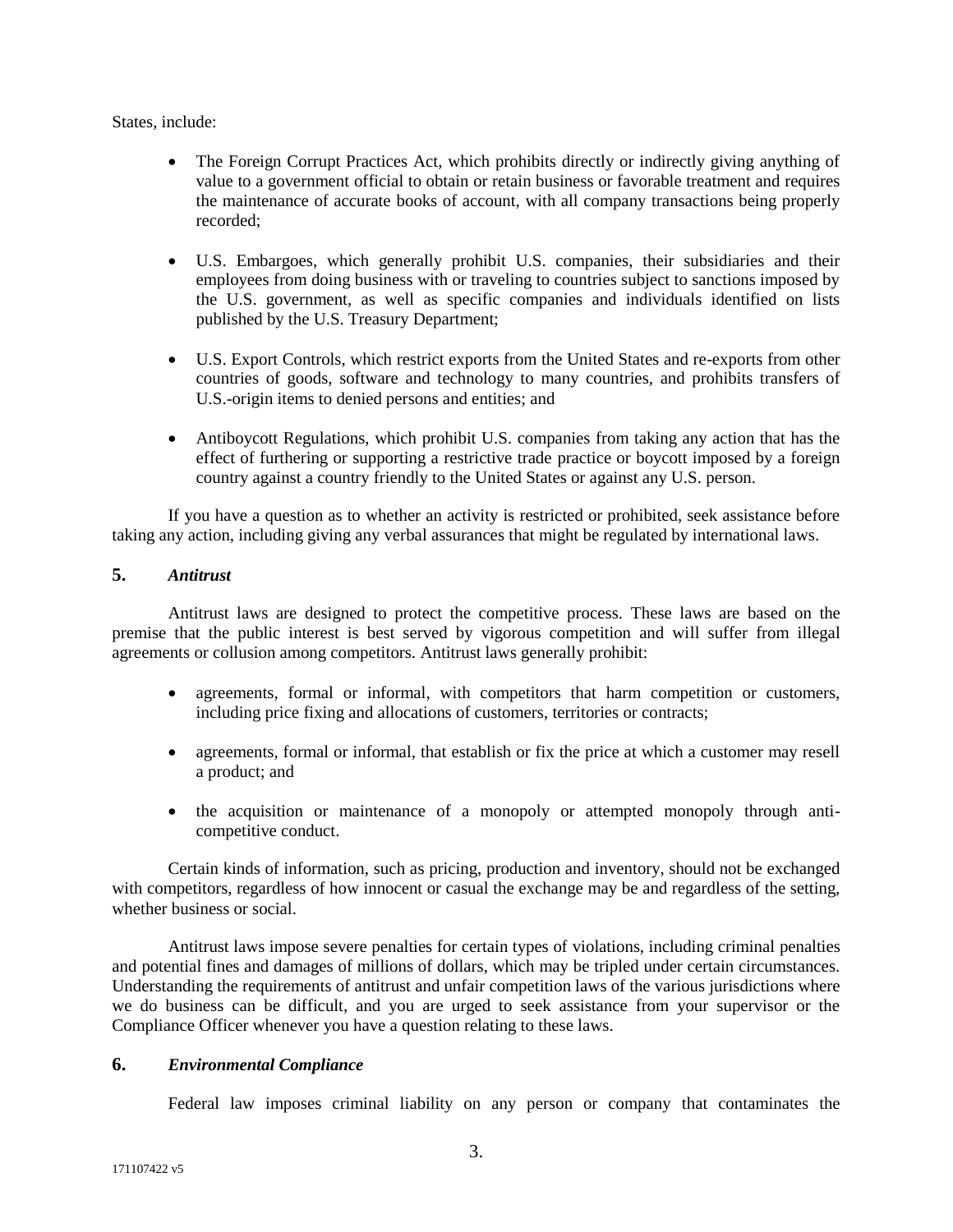States, include:

- The Foreign Corrupt Practices Act, which prohibits directly or indirectly giving anything of value to a government official to obtain or retain business or favorable treatment and requires the maintenance of accurate books of account, with all company transactions being properly recorded;

- U.S. Embargoes, which generally prohibit U.S. companies, their subsidiaries and their employees from doing business with or traveling to countries subject to sanctions imposed by the U.S. government, as well as specific companies and individuals identified on lists published by the U.S. Treasury Department;

- U.S. Export Controls, which restrict exports from the United States and re-exports from other countries of goods, software and technology to many countries, and prohibits transfers of U.S.-origin items to denied persons and entities; and

- Antiboycott Regulations, which prohibit U.S. companies from taking any action that has the effect of furthering or supporting a restrictive trade practice or boycott imposed by a foreign country against a country friendly to the United States or against any U.S. person.

If you have a question as to whether an activity is restricted or prohibited, seek assistance before taking any action, including giving any verbal assurances that might be regulated by international laws.

## 5. *Antitrust*

Antitrust laws are designed to protect the competitive process. These laws are based on the premise that the public interest is best served by vigorous competition and will suffer from illegal agreements or collusion among competitors. Antitrust laws generally prohibit:

- agreements, formal or informal, with competitors that harm competition or customers, including price fixing and allocations of customers, territories or contracts;

- agreements, formal or informal, that establish or fix the price at which a customer may resell a product; and

- the acquisition or maintenance of a monopoly or attempted monopoly through anti-competitive conduct.

Certain kinds of information, such as pricing, production and inventory, should not be exchanged with competitors, regardless of how innocent or casual the exchange may be and regardless of the setting, whether business or social.

Antitrust laws impose severe penalties for certain types of violations, including criminal penalties and potential fines and damages of millions of dollars, which may be tripled under certain circumstances. Understanding the requirements of antitrust and unfair competition laws of the various jurisdictions where we do business can be difficult, and you are urged to seek assistance from your supervisor or the Compliance Officer whenever you have a question relating to these laws.

## 6. *Environmental Compliance*

Federal law imposes criminal liability on any person or company that contaminates the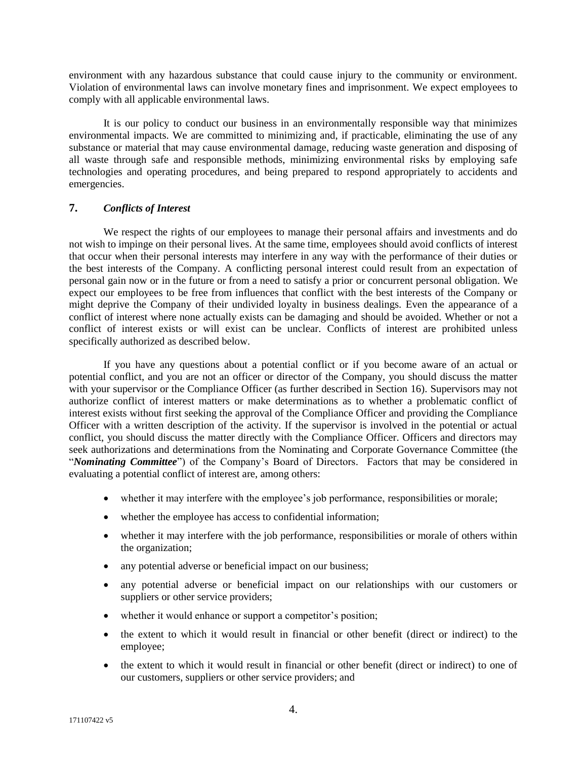environment with any hazardous substance that could cause injury to the community or environment. Violation of environmental laws can involve monetary fines and imprisonment. We expect employees to comply with all applicable environmental laws.

It is our policy to conduct our business in an environmentally responsible way that minimizes environmental impacts. We are committed to minimizing and, if practicable, eliminating the use of any substance or material that may cause environmental damage, reducing waste generation and disposing of all waste through safe and responsible methods, minimizing environmental risks by employing safe technologies and operating procedures, and being prepared to respond appropriately to accidents and emergencies.

## 7. *Conflicts of Interest*

We respect the rights of our employees to manage their personal affairs and investments and do not wish to impinge on their personal lives. At the same time, employees should avoid conflicts of interest that occur when their personal interests may interfere in any way with the performance of their duties or the best interests of the Company. A conflicting personal interest could result from an expectation of personal gain now or in the future or from a need to satisfy a prior or concurrent personal obligation. We expect our employees to be free from influences that conflict with the best interests of the Company or might deprive the Company of their undivided loyalty in business dealings. Even the appearance of a conflict of interest where none actually exists can be damaging and should be avoided. Whether or not a conflict of interest exists or will exist can be unclear. Conflicts of interest are prohibited unless specifically authorized as described below.

If you have any questions about a potential conflict or if you become aware of an actual or potential conflict, and you are not an officer or director of the Company, you should discuss the matter with your supervisor or the Compliance Officer (as further described in Section 16). Supervisors may not authorize conflict of interest matters or make determinations as to whether a problematic conflict of interest exists without first seeking the approval of the Compliance Officer and providing the Compliance Officer with a written description of the activity. If the supervisor is involved in the potential or actual conflict, you should discuss the matter directly with the Compliance Officer. Officers and directors may seek authorizations and determinations from the Nominating and Corporate Governance Committee (the "***Nominating Committee***") of the Company's Board of Directors. Factors that may be considered in evaluating a potential conflict of interest are, among others:

- whether it may interfere with the employee's job performance, responsibilities or morale;
- whether the employee has access to confidential information;
- whether it may interfere with the job performance, responsibilities or morale of others within the organization;
- any potential adverse or beneficial impact on our business;
- any potential adverse or beneficial impact on our relationships with our customers or suppliers or other service providers;
- whether it would enhance or support a competitor's position;
- the extent to which it would result in financial or other benefit (direct or indirect) to the employee;
- the extent to which it would result in financial or other benefit (direct or indirect) to one of our customers, suppliers or other service providers; and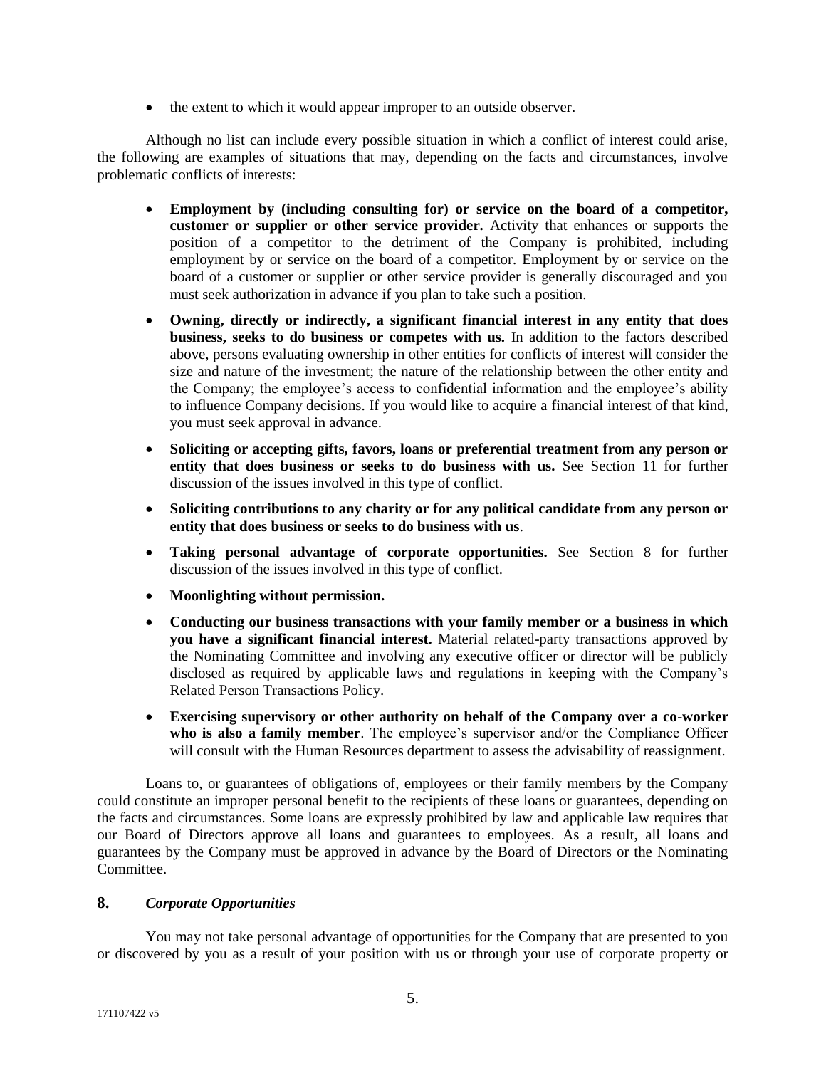- the extent to which it would appear improper to an outside observer.

Although no list can include every possible situation in which a conflict of interest could arise, the following are examples of situations that may, depending on the facts and circumstances, involve problematic conflicts of interests:

- **Employment by (including consulting for) or service on the board of a competitor, customer or supplier or other service provider.** Activity that enhances or supports the position of a competitor to the detriment of the Company is prohibited, including employment by or service on the board of a competitor. Employment by or service on the board of a customer or supplier or other service provider is generally discouraged and you must seek authorization in advance if you plan to take such a position.
- **Owning, directly or indirectly, a significant financial interest in any entity that does business, seeks to do business or competes with us.** In addition to the factors described above, persons evaluating ownership in other entities for conflicts of interest will consider the size and nature of the investment; the nature of the relationship between the other entity and the Company; the employee's access to confidential information and the employee's ability to influence Company decisions. If you would like to acquire a financial interest of that kind, you must seek approval in advance.
- **Soliciting or accepting gifts, favors, loans or preferential treatment from any person or entity that does business or seeks to do business with us.** See Section 11 for further discussion of the issues involved in this type of conflict.
- **Soliciting contributions to any charity or for any political candidate from any person or entity that does business or seeks to do business with us**.
- **Taking personal advantage of corporate opportunities.** See Section 8 for further discussion of the issues involved in this type of conflict.
- **Moonlighting without permission.**
- **Conducting our business transactions with your family member or a business in which you have a significant financial interest.** Material related-party transactions approved by the Nominating Committee and involving any executive officer or director will be publicly disclosed as required by applicable laws and regulations in keeping with the Company's Related Person Transactions Policy.
- **Exercising supervisory or other authority on behalf of the Company over a co-worker who is also a family member**. The employee's supervisor and/or the Compliance Officer will consult with the Human Resources department to assess the advisability of reassignment.

Loans to, or guarantees of obligations of, employees or their family members by the Company could constitute an improper personal benefit to the recipients of these loans or guarantees, depending on the facts and circumstances. Some loans are expressly prohibited by law and applicable law requires that our Board of Directors approve all loans and guarantees to employees. As a result, all loans and guarantees by the Company must be approved in advance by the Board of Directors or the Nominating Committee.

## 8. *Corporate Opportunities*

You may not take personal advantage of opportunities for the Company that are presented to you or discovered by you as a result of your position with us or through your use of corporate property or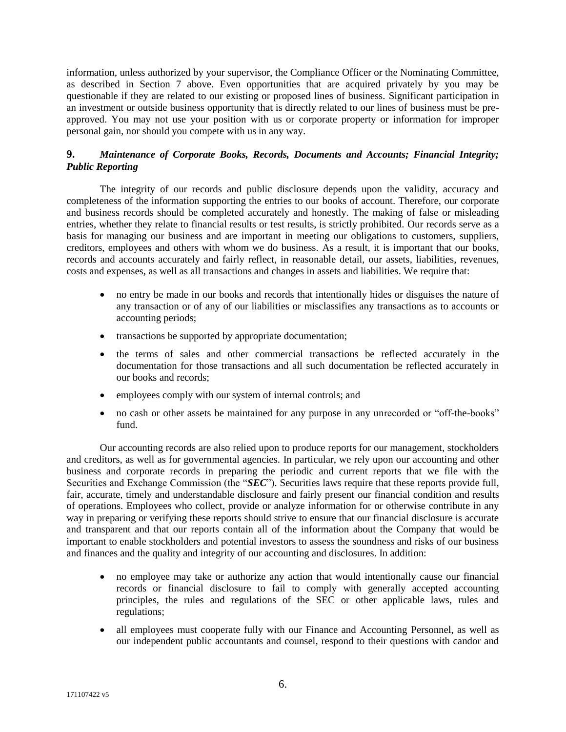information, unless authorized by your supervisor, the Compliance Officer or the Nominating Committee, as described in Section 7 above. Even opportunities that are acquired privately by you may be questionable if they are related to our existing or proposed lines of business. Significant participation in an investment or outside business opportunity that is directly related to our lines of business must be pre-approved. You may not use your position with us or corporate property or information for improper personal gain, nor should you compete with us in any way.

## 9. *Maintenance of Corporate Books, Records, Documents and Accounts; Financial Integrity; Public Reporting*

The integrity of our records and public disclosure depends upon the validity, accuracy and completeness of the information supporting the entries to our books of account. Therefore, our corporate and business records should be completed accurately and honestly. The making of false or misleading entries, whether they relate to financial results or test results, is strictly prohibited. Our records serve as a basis for managing our business and are important in meeting our obligations to customers, suppliers, creditors, employees and others with whom we do business. As a result, it is important that our books, records and accounts accurately and fairly reflect, in reasonable detail, our assets, liabilities, revenues, costs and expenses, as well as all transactions and changes in assets and liabilities. We require that:

- no entry be made in our books and records that intentionally hides or disguises the nature of any transaction or of any of our liabilities or misclassifies any transactions as to accounts or accounting periods;
- transactions be supported by appropriate documentation;
- the terms of sales and other commercial transactions be reflected accurately in the documentation for those transactions and all such documentation be reflected accurately in our books and records;
- employees comply with our system of internal controls; and
- no cash or other assets be maintained for any purpose in any unrecorded or "off-the-books" fund.

Our accounting records are also relied upon to produce reports for our management, stockholders and creditors, as well as for governmental agencies. In particular, we rely upon our accounting and other business and corporate records in preparing the periodic and current reports that we file with the Securities and Exchange Commission (the "***SEC***"). Securities laws require that these reports provide full, fair, accurate, timely and understandable disclosure and fairly present our financial condition and results of operations. Employees who collect, provide or analyze information for or otherwise contribute in any way in preparing or verifying these reports should strive to ensure that our financial disclosure is accurate and transparent and that our reports contain all of the information about the Company that would be important to enable stockholders and potential investors to assess the soundness and risks of our business and finances and the quality and integrity of our accounting and disclosures. In addition:

- no employee may take or authorize any action that would intentionally cause our financial records or financial disclosure to fail to comply with generally accepted accounting principles, the rules and regulations of the SEC or other applicable laws, rules and regulations;
- all employees must cooperate fully with our Finance and Accounting Personnel, as well as our independent public accountants and counsel, respond to their questions with candor and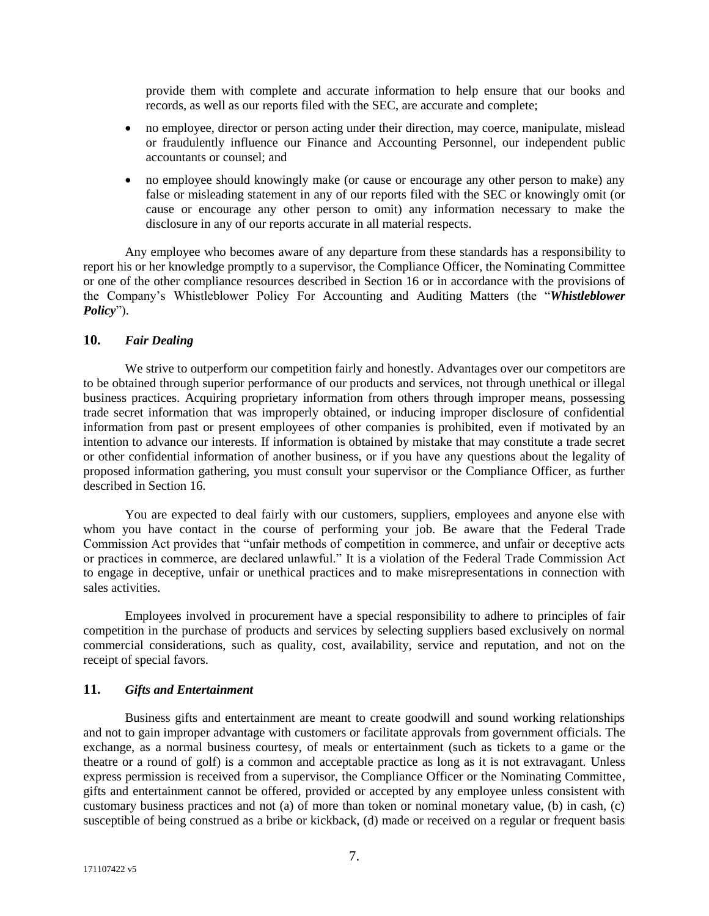provide them with complete and accurate information to help ensure that our books and records, as well as our reports filed with the SEC, are accurate and complete;

- no employee, director or person acting under their direction, may coerce, manipulate, mislead or fraudulently influence our Finance and Accounting Personnel, our independent public accountants or counsel; and
- no employee should knowingly make (or cause or encourage any other person to make) any false or misleading statement in any of our reports filed with the SEC or knowingly omit (or cause or encourage any other person to omit) any information necessary to make the disclosure in any of our reports accurate in all material respects.

Any employee who becomes aware of any departure from these standards has a responsibility to report his or her knowledge promptly to a supervisor, the Compliance Officer, the Nominating Committee or one of the other compliance resources described in Section 16 or in accordance with the provisions of the Company's Whistleblower Policy For Accounting and Auditing Matters (the "***Whistleblower Policy***").

## 10. *Fair Dealing*

We strive to outperform our competition fairly and honestly. Advantages over our competitors are to be obtained through superior performance of our products and services, not through unethical or illegal business practices. Acquiring proprietary information from others through improper means, possessing trade secret information that was improperly obtained, or inducing improper disclosure of confidential information from past or present employees of other companies is prohibited, even if motivated by an intention to advance our interests. If information is obtained by mistake that may constitute a trade secret or other confidential information of another business, or if you have any questions about the legality of proposed information gathering, you must consult your supervisor or the Compliance Officer, as further described in Section 16.

You are expected to deal fairly with our customers, suppliers, employees and anyone else with whom you have contact in the course of performing your job. Be aware that the Federal Trade Commission Act provides that "unfair methods of competition in commerce, and unfair or deceptive acts or practices in commerce, are declared unlawful." It is a violation of the Federal Trade Commission Act to engage in deceptive, unfair or unethical practices and to make misrepresentations in connection with sales activities.

Employees involved in procurement have a special responsibility to adhere to principles of fair competition in the purchase of products and services by selecting suppliers based exclusively on normal commercial considerations, such as quality, cost, availability, service and reputation, and not on the receipt of special favors.

## 11. *Gifts and Entertainment*

Business gifts and entertainment are meant to create goodwill and sound working relationships and not to gain improper advantage with customers or facilitate approvals from government officials. The exchange, as a normal business courtesy, of meals or entertainment (such as tickets to a game or the theatre or a round of golf) is a common and acceptable practice as long as it is not extravagant. Unless express permission is received from a supervisor, the Compliance Officer or the Nominating Committee, gifts and entertainment cannot be offered, provided or accepted by any employee unless consistent with customary business practices and not (a) of more than token or nominal monetary value, (b) in cash, (c) susceptible of being construed as a bribe or kickback, (d) made or received on a regular or frequent basis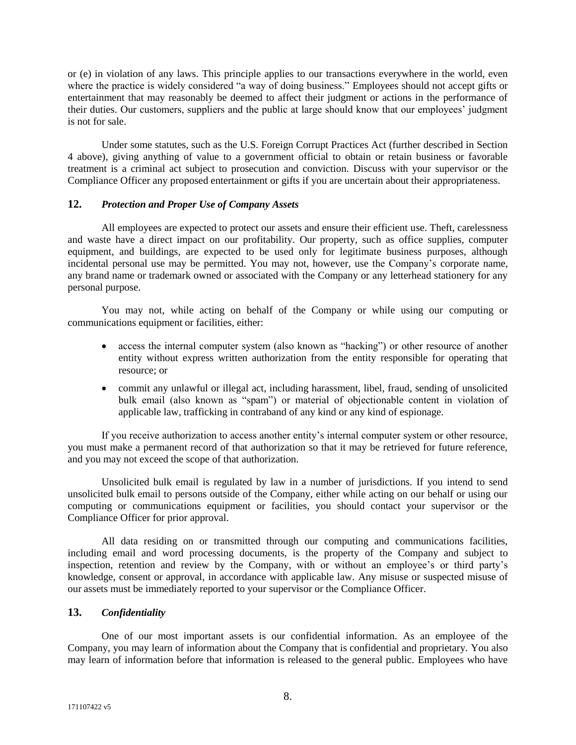or (e) in violation of any laws. This principle applies to our transactions everywhere in the world, even where the practice is widely considered "a way of doing business." Employees should not accept gifts or entertainment that may reasonably be deemed to affect their judgment or actions in the performance of their duties. Our customers, suppliers and the public at large should know that our employees' judgment is not for sale.

Under some statutes, such as the U.S. Foreign Corrupt Practices Act (further described in Section 4 above), giving anything of value to a government official to obtain or retain business or favorable treatment is a criminal act subject to prosecution and conviction. Discuss with your supervisor or the Compliance Officer any proposed entertainment or gifts if you are uncertain about their appropriateness.

## 12. *Protection and Proper Use of Company Assets*

All employees are expected to protect our assets and ensure their efficient use. Theft, carelessness and waste have a direct impact on our profitability. Our property, such as office supplies, computer equipment, and buildings, are expected to be used only for legitimate business purposes, although incidental personal use may be permitted. You may not, however, use the Company's corporate name, any brand name or trademark owned or associated with the Company or any letterhead stationery for any personal purpose.

You may not, while acting on behalf of the Company or while using our computing or communications equipment or facilities, either:

- access the internal computer system (also known as "hacking") or other resource of another entity without express written authorization from the entity responsible for operating that resource; or
- commit any unlawful or illegal act, including harassment, libel, fraud, sending of unsolicited bulk email (also known as "spam") or material of objectionable content in violation of applicable law, trafficking in contraband of any kind or any kind of espionage.

If you receive authorization to access another entity's internal computer system or other resource, you must make a permanent record of that authorization so that it may be retrieved for future reference, and you may not exceed the scope of that authorization.

Unsolicited bulk email is regulated by law in a number of jurisdictions. If you intend to send unsolicited bulk email to persons outside of the Company, either while acting on our behalf or using our computing or communications equipment or facilities, you should contact your supervisor or the Compliance Officer for prior approval.

All data residing on or transmitted through our computing and communications facilities, including email and word processing documents, is the property of the Company and subject to inspection, retention and review by the Company, with or without an employee's or third party's knowledge, consent or approval, in accordance with applicable law. Any misuse or suspected misuse of our assets must be immediately reported to your supervisor or the Compliance Officer.

## 13. *Confidentiality*

One of our most important assets is our confidential information. As an employee of the Company, you may learn of information about the Company that is confidential and proprietary. You also may learn of information before that information is released to the general public. Employees who have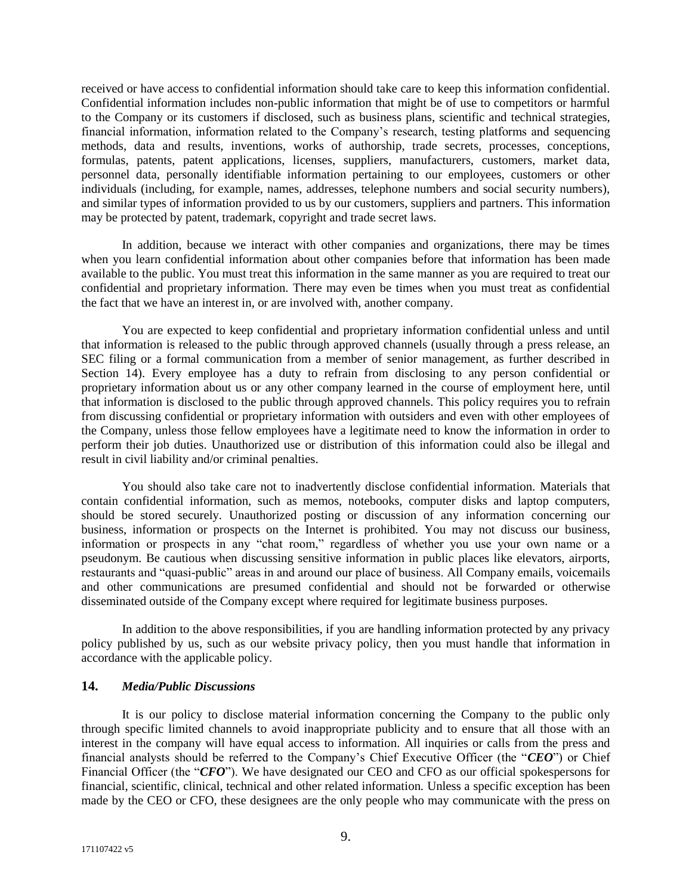received or have access to confidential information should take care to keep this information confidential. Confidential information includes non-public information that might be of use to competitors or harmful to the Company or its customers if disclosed, such as business plans, scientific and technical strategies, financial information, information related to the Company's research, testing platforms and sequencing methods, data and results, inventions, works of authorship, trade secrets, processes, conceptions, formulas, patents, patent applications, licenses, suppliers, manufacturers, customers, market data, personnel data, personally identifiable information pertaining to our employees, customers or other individuals (including, for example, names, addresses, telephone numbers and social security numbers), and similar types of information provided to us by our customers, suppliers and partners. This information may be protected by patent, trademark, copyright and trade secret laws.

In addition, because we interact with other companies and organizations, there may be times when you learn confidential information about other companies before that information has been made available to the public. You must treat this information in the same manner as you are required to treat our confidential and proprietary information. There may even be times when you must treat as confidential the fact that we have an interest in, or are involved with, another company.

You are expected to keep confidential and proprietary information confidential unless and until that information is released to the public through approved channels (usually through a press release, an SEC filing or a formal communication from a member of senior management, as further described in Section 14). Every employee has a duty to refrain from disclosing to any person confidential or proprietary information about us or any other company learned in the course of employment here, until that information is disclosed to the public through approved channels. This policy requires you to refrain from discussing confidential or proprietary information with outsiders and even with other employees of the Company, unless those fellow employees have a legitimate need to know the information in order to perform their job duties. Unauthorized use or distribution of this information could also be illegal and result in civil liability and/or criminal penalties.

You should also take care not to inadvertently disclose confidential information. Materials that contain confidential information, such as memos, notebooks, computer disks and laptop computers, should be stored securely. Unauthorized posting or discussion of any information concerning our business, information or prospects on the Internet is prohibited. You may not discuss our business, information or prospects in any "chat room," regardless of whether you use your own name or a pseudonym. Be cautious when discussing sensitive information in public places like elevators, airports, restaurants and "quasi-public" areas in and around our place of business. All Company emails, voicemails and other communications are presumed confidential and should not be forwarded or otherwise disseminated outside of the Company except where required for legitimate business purposes.

In addition to the above responsibilities, if you are handling information protected by any privacy policy published by us, such as our website privacy policy, then you must handle that information in accordance with the applicable policy.

### 14. *Media/Public Discussions*

It is our policy to disclose material information concerning the Company to the public only through specific limited channels to avoid inappropriate publicity and to ensure that all those with an interest in the company will have equal access to information. All inquiries or calls from the press and financial analysts should be referred to the Company's Chief Executive Officer (the "***CEO***") or Chief Financial Officer (the "***CFO***"). We have designated our CEO and CFO as our official spokespersons for financial, scientific, clinical, technical and other related information. Unless a specific exception has been made by the CEO or CFO, these designees are the only people who may communicate with the press on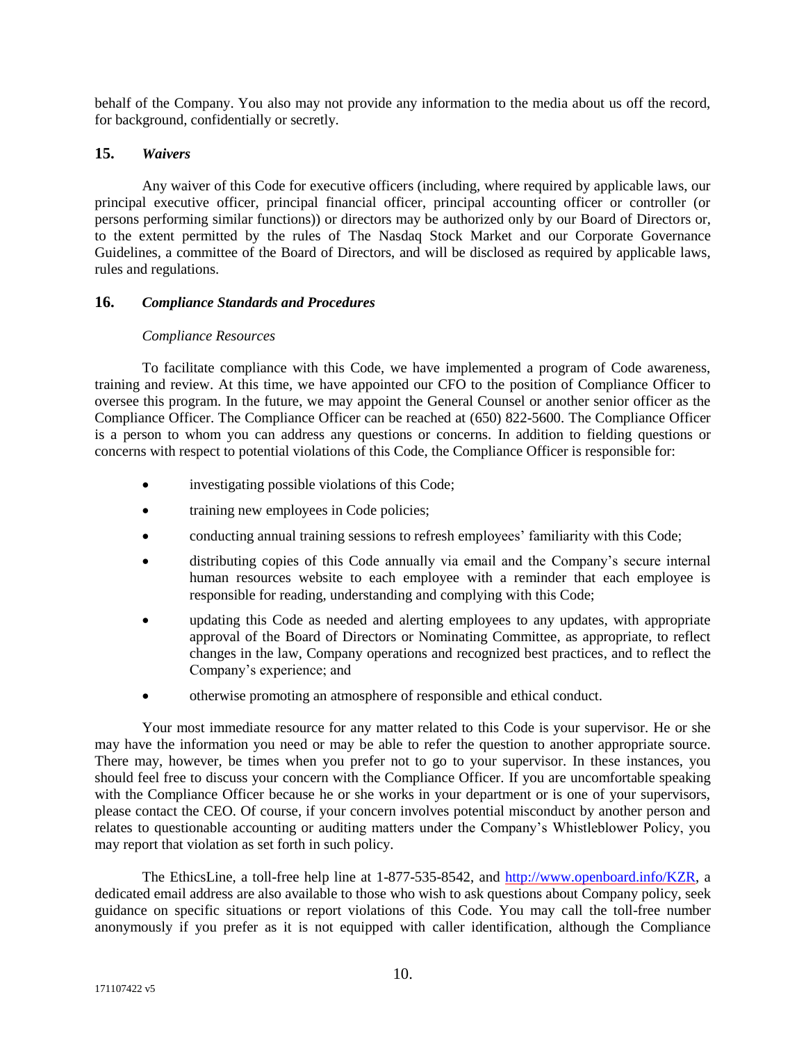behalf of the Company. You also may not provide any information to the media about us off the record, for background, confidentially or secretly.

## 15. *Waivers*

Any waiver of this Code for executive officers (including, where required by applicable laws, our principal executive officer, principal financial officer, principal accounting officer or controller (or persons performing similar functions)) or directors may be authorized only by our Board of Directors or, to the extent permitted by the rules of The Nasdaq Stock Market and our Corporate Governance Guidelines, a committee of the Board of Directors, and will be disclosed as required by applicable laws, rules and regulations.

## 16. *Compliance Standards and Procedures*

*Compliance Resources*

To facilitate compliance with this Code, we have implemented a program of Code awareness, training and review. At this time, we have appointed our CFO to the position of Compliance Officer to oversee this program. In the future, we may appoint the General Counsel or another senior officer as the Compliance Officer. The Compliance Officer can be reached at (650) 822-5600. The Compliance Officer is a person to whom you can address any questions or concerns. In addition to fielding questions or concerns with respect to potential violations of this Code, the Compliance Officer is responsible for:

- investigating possible violations of this Code;
- training new employees in Code policies;
- conducting annual training sessions to refresh employees' familiarity with this Code;
- distributing copies of this Code annually via email and the Company's secure internal human resources website to each employee with a reminder that each employee is responsible for reading, understanding and complying with this Code;
- updating this Code as needed and alerting employees to any updates, with appropriate approval of the Board of Directors or Nominating Committee, as appropriate, to reflect changes in the law, Company operations and recognized best practices, and to reflect the Company's experience; and
- otherwise promoting an atmosphere of responsible and ethical conduct.

Your most immediate resource for any matter related to this Code is your supervisor. He or she may have the information you need or may be able to refer the question to another appropriate source. There may, however, be times when you prefer not to go to your supervisor. In these instances, you should feel free to discuss your concern with the Compliance Officer. If you are uncomfortable speaking with the Compliance Officer because he or she works in your department or is one of your supervisors, please contact the CEO. Of course, if your concern involves potential misconduct by another person and relates to questionable accounting or auditing matters under the Company's Whistleblower Policy, you may report that violation as set forth in such policy.

The EthicsLine, a toll-free help line at 1-877-535-8542, and [http://www.openboard.info/KZR](http://www.openboard.info/KZR), a dedicated email address are also available to those who wish to ask questions about Company policy, seek guidance on specific situations or report violations of this Code. You may call the toll-free number anonymously if you prefer as it is not equipped with caller identification, although the Compliance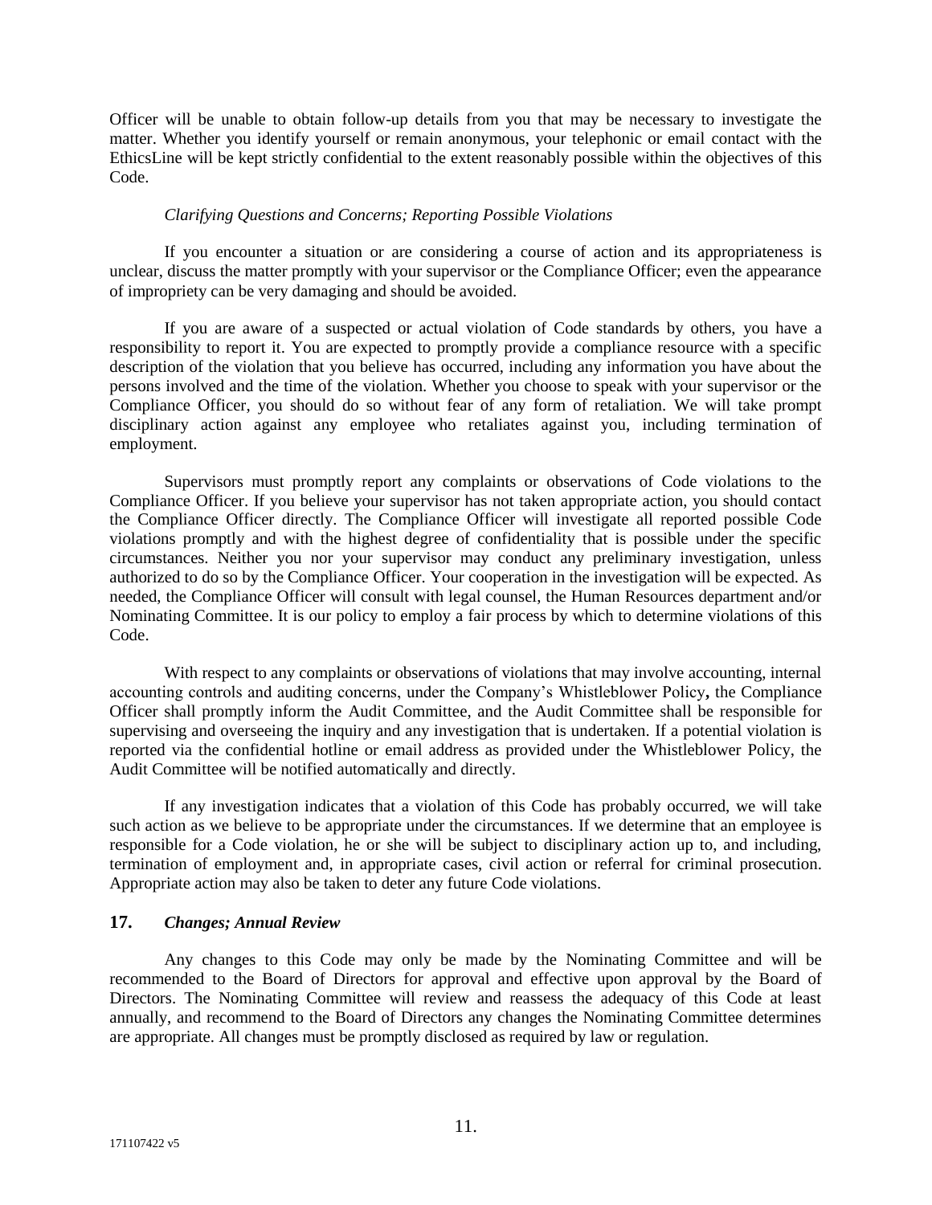Officer will be unable to obtain follow-up details from you that may be necessary to investigate the matter. Whether you identify yourself or remain anonymous, your telephonic or email contact with the EthicsLine will be kept strictly confidential to the extent reasonably possible within the objectives of this Code.

*Clarifying Questions and Concerns; Reporting Possible Violations*

If you encounter a situation or are considering a course of action and its appropriateness is unclear, discuss the matter promptly with your supervisor or the Compliance Officer; even the appearance of impropriety can be very damaging and should be avoided.

If you are aware of a suspected or actual violation of Code standards by others, you have a responsibility to report it. You are expected to promptly provide a compliance resource with a specific description of the violation that you believe has occurred, including any information you have about the persons involved and the time of the violation. Whether you choose to speak with your supervisor or the Compliance Officer, you should do so without fear of any form of retaliation. We will take prompt disciplinary action against any employee who retaliates against you, including termination of employment.

Supervisors must promptly report any complaints or observations of Code violations to the Compliance Officer. If you believe your supervisor has not taken appropriate action, you should contact the Compliance Officer directly. The Compliance Officer will investigate all reported possible Code violations promptly and with the highest degree of confidentiality that is possible under the specific circumstances. Neither you nor your supervisor may conduct any preliminary investigation, unless authorized to do so by the Compliance Officer. Your cooperation in the investigation will be expected. As needed, the Compliance Officer will consult with legal counsel, the Human Resources department and/or Nominating Committee. It is our policy to employ a fair process by which to determine violations of this Code.

With respect to any complaints or observations of violations that may involve accounting, internal accounting controls and auditing concerns, under the Company's Whistleblower Policy**,** the Compliance Officer shall promptly inform the Audit Committee, and the Audit Committee shall be responsible for supervising and overseeing the inquiry and any investigation that is undertaken. If a potential violation is reported via the confidential hotline or email address as provided under the Whistleblower Policy, the Audit Committee will be notified automatically and directly.

If any investigation indicates that a violation of this Code has probably occurred, we will take such action as we believe to be appropriate under the circumstances. If we determine that an employee is responsible for a Code violation, he or she will be subject to disciplinary action up to, and including, termination of employment and, in appropriate cases, civil action or referral for criminal prosecution. Appropriate action may also be taken to deter any future Code violations.

## 17. *Changes; Annual Review*

Any changes to this Code may only be made by the Nominating Committee and will be recommended to the Board of Directors for approval and effective upon approval by the Board of Directors. The Nominating Committee will review and reassess the adequacy of this Code at least annually, and recommend to the Board of Directors any changes the Nominating Committee determines are appropriate. All changes must be promptly disclosed as required by law or regulation.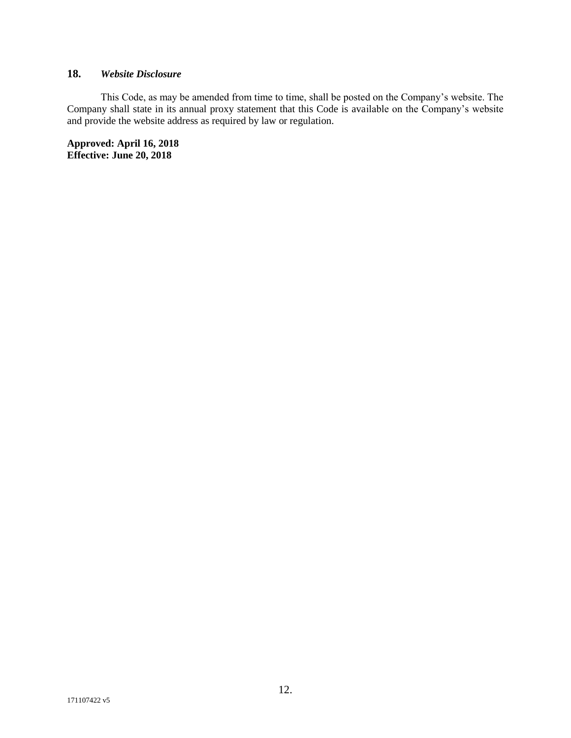## 18. *Website Disclosure*

This Code, as may be amended from time to time, shall be posted on the Company's website. The Company shall state in its annual proxy statement that this Code is available on the Company's website and provide the website address as required by law or regulation.

**Approved: April 16, 2018**
**Effective: June 20, 2018**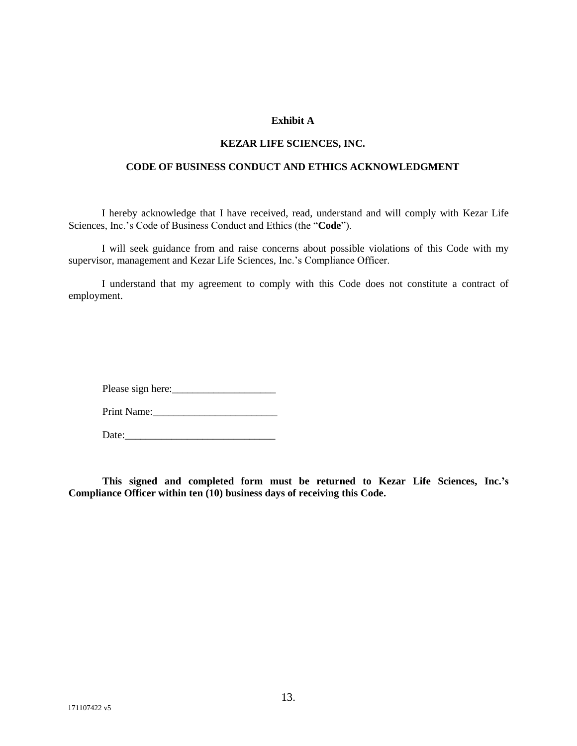**Exhibit A**

**KEZAR LIFE SCIENCES, INC.**

**CODE OF BUSINESS CONDUCT AND ETHICS ACKNOWLEDGMENT**

I hereby acknowledge that I have received, read, understand and will comply with Kezar Life Sciences, Inc.'s Code of Business Conduct and Ethics (the "**Code**").

I will seek guidance from and raise concerns about possible violations of this Code with my supervisor, management and Kezar Life Sciences, Inc.'s Compliance Officer.

I understand that my agreement to comply with this Code does not constitute a contract of employment.

Please sign here:____________________

Print Name:________________________

Date:_____________________________

**This signed and completed form must be returned to Kezar Life Sciences, Inc.'s Compliance Officer within ten (10) business days of receiving this Code.**

171107422 v5